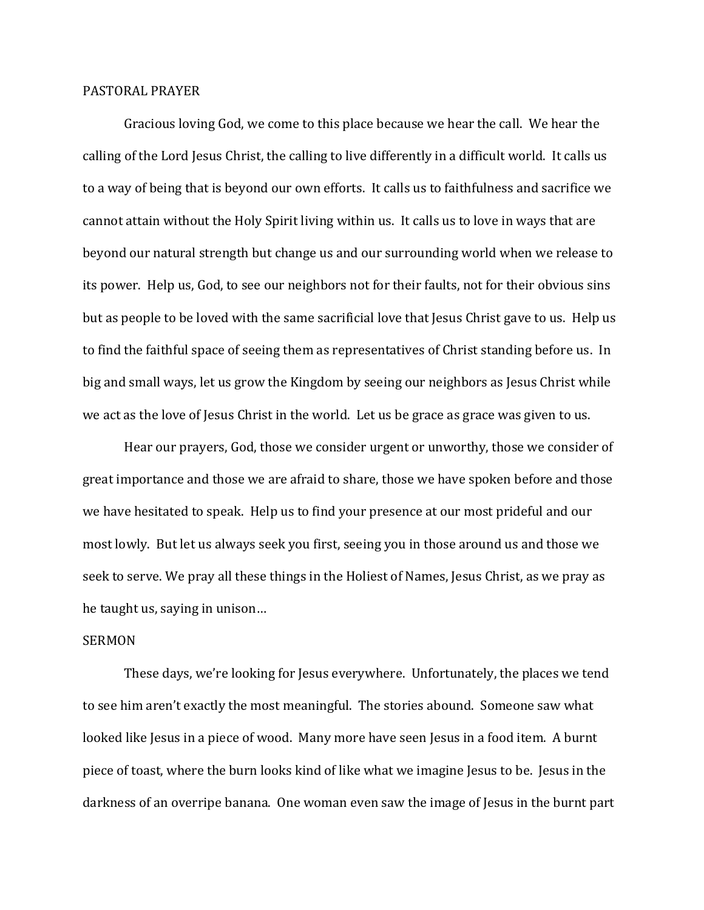## PASTORAL PRAYER

Gracious loving God, we come to this place because we hear the call. We hear the calling of the Lord Jesus Christ, the calling to live differently in a difficult world. It calls us to a way of being that is beyond our own efforts. It calls us to faithfulness and sacrifice we cannot attain without the Holy Spirit living within us. It calls us to love in ways that are beyond our natural strength but change us and our surrounding world when we release to its power. Help us, God, to see our neighbors not for their faults, not for their obvious sins but as people to be loved with the same sacrificial love that Jesus Christ gave to us. Help us to find the faithful space of seeing them as representatives of Christ standing before us. In big and small ways, let us grow the Kingdom by seeing our neighbors as Jesus Christ while we act as the love of Jesus Christ in the world. Let us be grace as grace was given to us.

Hear our prayers, God, those we consider urgent or unworthy, those we consider of great importance and those we are afraid to share, those we have spoken before and those we have hesitated to speak. Help us to find your presence at our most prideful and our most lowly. But let us always seek you first, seeing you in those around us and those we seek to serve. We pray all these things in the Holiest of Names, Jesus Christ, as we pray as he taught us, saying in unison…

## SERMON

These days, we're looking for Jesus everywhere. Unfortunately, the places we tend to see him aren't exactly the most meaningful. The stories abound. Someone saw what looked like Jesus in a piece of wood. Many more have seen Jesus in a food item. A burnt piece of toast, where the burn looks kind of like what we imagine Jesus to be. Jesus in the darkness of an overripe banana. One woman even saw the image of Jesus in the burnt part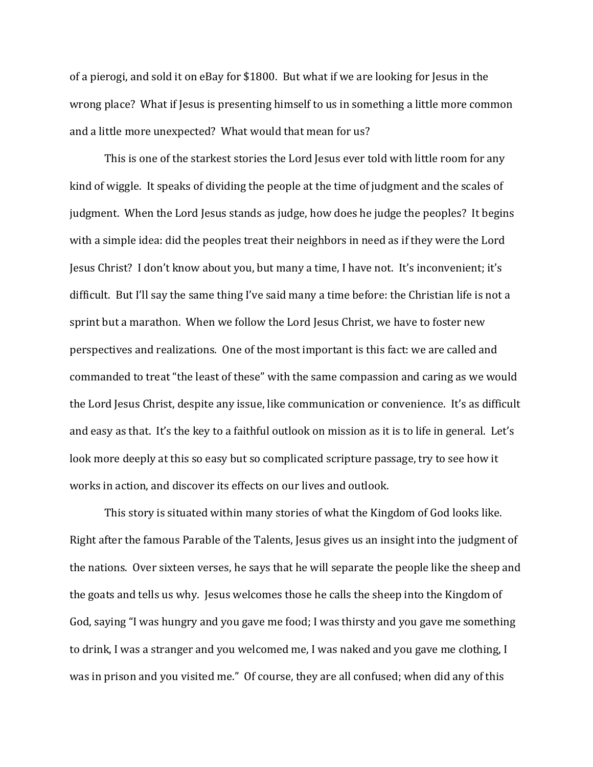of a pierogi, and sold it on eBay for $1800. But what if we are looking for Jesus in the wrong place? What if Jesus is presenting himself to us in something a little more common and a little more unexpected? What would that mean for us?

This is one of the starkest stories the Lord Jesus ever told with little room for any kind of wiggle. It speaks of dividing the people at the time of judgment and the scales of judgment. When the Lord Jesus stands as judge, how does he judge the peoples? It begins with a simple idea: did the peoples treat their neighbors in need as if they were the Lord Jesus Christ? I don't know about you, but many a time, I have not. It's inconvenient; it's difficult. But I'll say the same thing I've said many a time before: the Christian life is not a sprint but a marathon. When we follow the Lord Jesus Christ, we have to foster new perspectives and realizations. One of the most important is this fact: we are called and commanded to treat "the least of these" with the same compassion and caring as we would the Lord Jesus Christ, despite any issue, like communication or convenience. It's as difficult and easy as that. It's the key to a faithful outlook on mission as it is to life in general. Let's look more deeply at this so easy but so complicated scripture passage, try to see how it works in action, and discover its effects on our lives and outlook.

This story is situated within many stories of what the Kingdom of God looks like. Right after the famous Parable of the Talents, Jesus gives us an insight into the judgment of the nations. Over sixteen verses, he says that he will separate the people like the sheep and the goats and tells us why. Jesus welcomes those he calls the sheep into the Kingdom of God, saying "I was hungry and you gave me food; I was thirsty and you gave me something to drink, I was a stranger and you welcomed me, I was naked and you gave me clothing, I was in prison and you visited me." Of course, they are all confused; when did any of this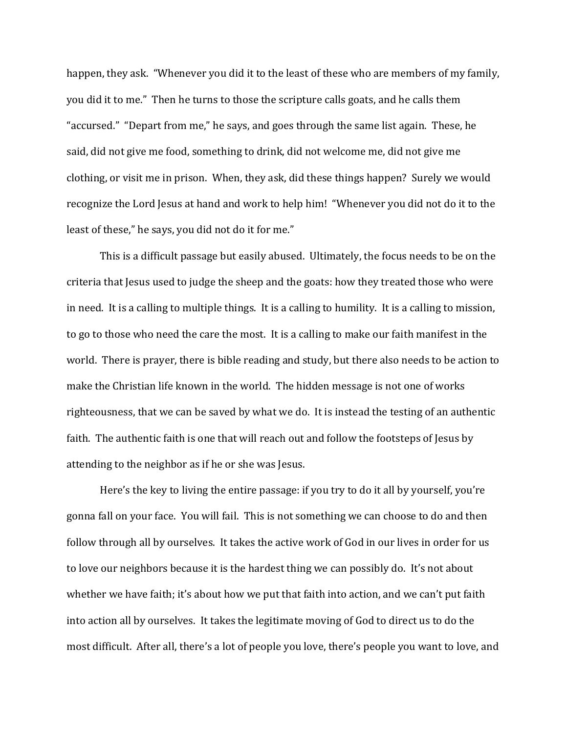happen, they ask. "Whenever you did it to the least of these who are members of my family, you did it to me." Then he turns to those the scripture calls goats, and he calls them "accursed." "Depart from me," he says, and goes through the same list again. These, he said, did not give me food, something to drink, did not welcome me, did not give me clothing, or visit me in prison. When, they ask, did these things happen? Surely we would recognize the Lord Jesus at hand and work to help him! "Whenever you did not do it to the least of these," he says, you did not do it for me."

This is a difficult passage but easily abused. Ultimately, the focus needs to be on the criteria that Jesus used to judge the sheep and the goats: how they treated those who were in need. It is a calling to multiple things. It is a calling to humility. It is a calling to mission, to go to those who need the care the most. It is a calling to make our faith manifest in the world. There is prayer, there is bible reading and study, but there also needs to be action to make the Christian life known in the world. The hidden message is not one of works righteousness, that we can be saved by what we do. It is instead the testing of an authentic faith. The authentic faith is one that will reach out and follow the footsteps of Jesus by attending to the neighbor as if he or she was Jesus.

Here's the key to living the entire passage: if you try to do it all by yourself, you're gonna fall on your face. You will fail. This is not something we can choose to do and then follow through all by ourselves. It takes the active work of God in our lives in order for us to love our neighbors because it is the hardest thing we can possibly do. It's not about whether we have faith; it's about how we put that faith into action, and we can't put faith into action all by ourselves. It takes the legitimate moving of God to direct us to do the most difficult. After all, there's a lot of people you love, there's people you want to love, and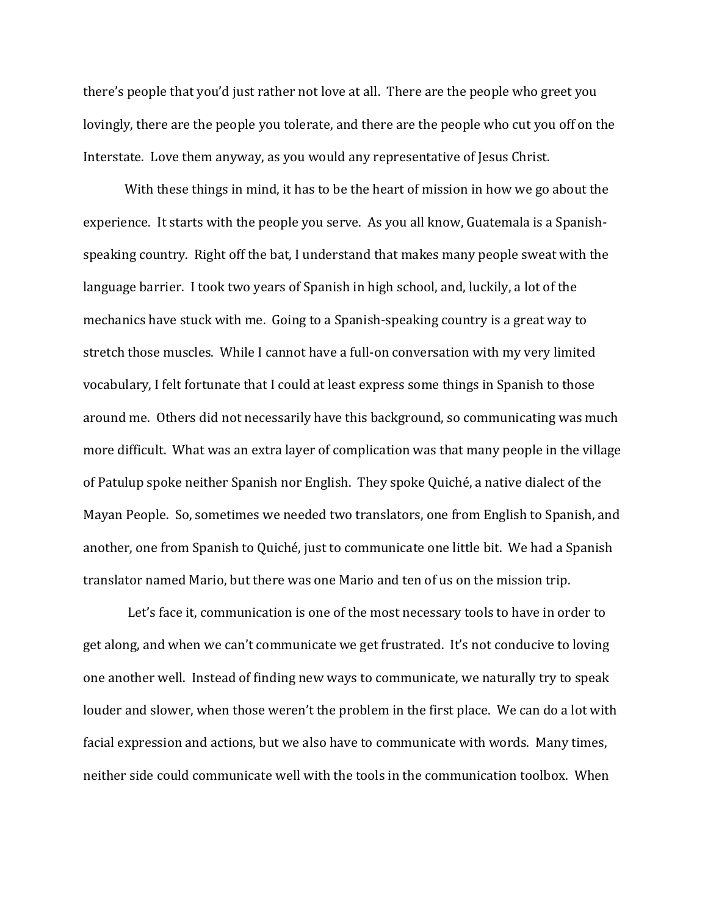there's people that you'd just rather not love at all. There are the people who greet you lovingly, there are the people you tolerate, and there are the people who cut you off on the Interstate. Love them anyway, as you would any representative of Jesus Christ.

With these things in mind, it has to be the heart of mission in how we go about the experience. It starts with the people you serve. As you all know, Guatemala is a Spanish-speaking country. Right off the bat, I understand that makes many people sweat with the language barrier. I took two years of Spanish in high school, and, luckily, a lot of the mechanics have stuck with me. Going to a Spanish-speaking country is a great way to stretch those muscles. While I cannot have a full-on conversation with my very limited vocabulary, I felt fortunate that I could at least express some things in Spanish to those around me. Others did not necessarily have this background, so communicating was much more difficult. What was an extra layer of complication was that many people in the village of Patulup spoke neither Spanish nor English. They spoke Quiché, a native dialect of the Mayan People. So, sometimes we needed two translators, one from English to Spanish, and another, one from Spanish to Quiché, just to communicate one little bit. We had a Spanish translator named Mario, but there was one Mario and ten of us on the mission trip.

Let's face it, communication is one of the most necessary tools to have in order to get along, and when we can't communicate we get frustrated. It's not conducive to loving one another well. Instead of finding new ways to communicate, we naturally try to speak louder and slower, when those weren't the problem in the first place. We can do a lot with facial expression and actions, but we also have to communicate with words. Many times, neither side could communicate well with the tools in the communication toolbox. When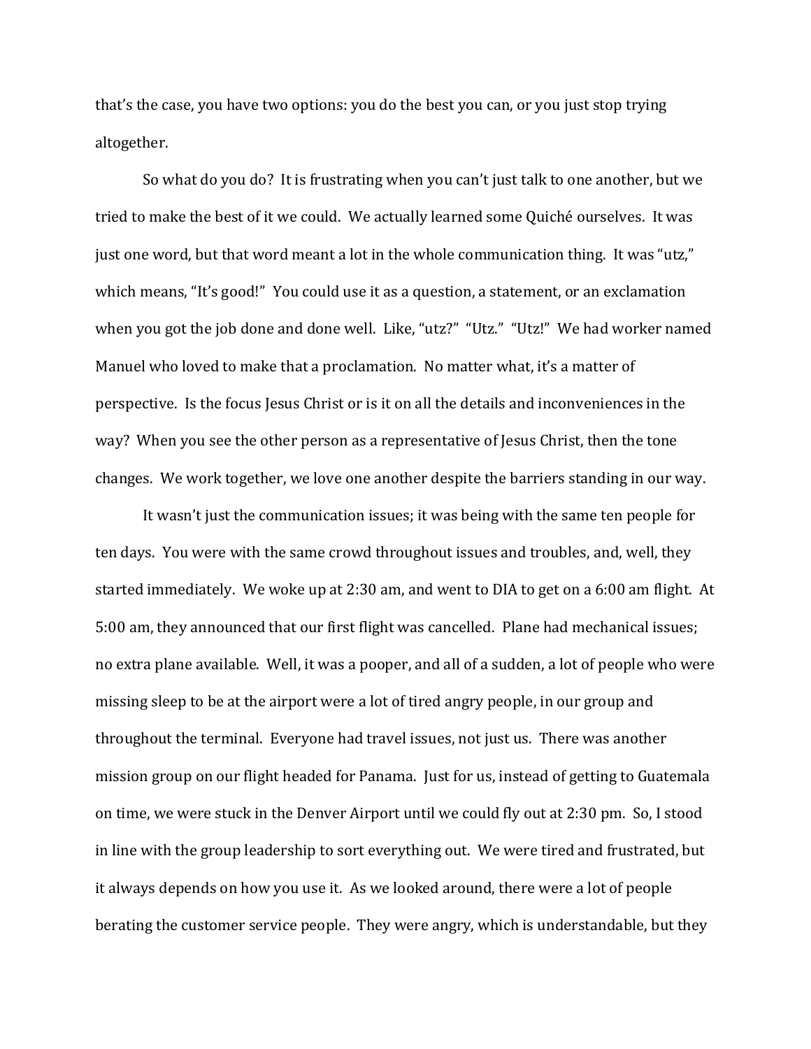that's the case, you have two options: you do the best you can, or you just stop trying altogether.

So what do you do? It is frustrating when you can't just talk to one another, but we tried to make the best of it we could. We actually learned some Quiché ourselves. It was just one word, but that word meant a lot in the whole communication thing. It was "utz," which means, "It's good!" You could use it as a question, a statement, or an exclamation when you got the job done and done well. Like, "utz?" "Utz." "Utz!" We had worker named Manuel who loved to make that a proclamation. No matter what, it's a matter of perspective. Is the focus Jesus Christ or is it on all the details and inconveniences in the way? When you see the other person as a representative of Jesus Christ, then the tone changes. We work together, we love one another despite the barriers standing in our way.

It wasn't just the communication issues; it was being with the same ten people for ten days. You were with the same crowd throughout issues and troubles, and, well, they started immediately. We woke up at 2:30 am, and went to DIA to get on a 6:00 am flight. At 5:00 am, they announced that our first flight was cancelled. Plane had mechanical issues; no extra plane available. Well, it was a pooper, and all of a sudden, a lot of people who were missing sleep to be at the airport were a lot of tired angry people, in our group and throughout the terminal. Everyone had travel issues, not just us. There was another mission group on our flight headed for Panama. Just for us, instead of getting to Guatemala on time, we were stuck in the Denver Airport until we could fly out at 2:30 pm. So, I stood in line with the group leadership to sort everything out. We were tired and frustrated, but it always depends on how you use it. As we looked around, there were a lot of people berating the customer service people. They were angry, which is understandable, but they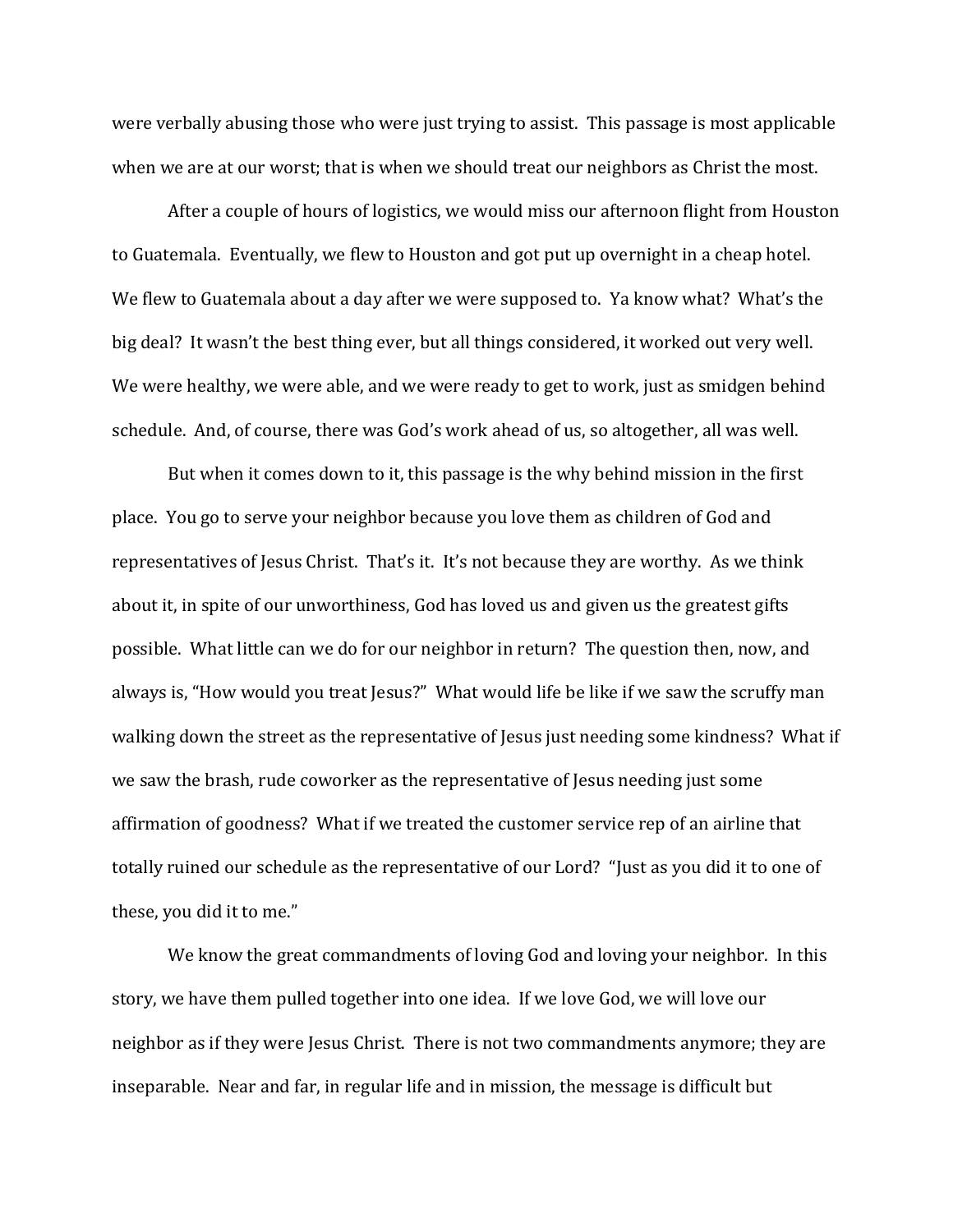were verbally abusing those who were just trying to assist. This passage is most applicable when we are at our worst; that is when we should treat our neighbors as Christ the most.

After a couple of hours of logistics, we would miss our afternoon flight from Houston to Guatemala. Eventually, we flew to Houston and got put up overnight in a cheap hotel. We flew to Guatemala about a day after we were supposed to. Ya know what? What's the big deal? It wasn't the best thing ever, but all things considered, it worked out very well. We were healthy, we were able, and we were ready to get to work, just as smidgen behind schedule. And, of course, there was God's work ahead of us, so altogether, all was well.

But when it comes down to it, this passage is the why behind mission in the first place. You go to serve your neighbor because you love them as children of God and representatives of Jesus Christ. That's it. It's not because they are worthy. As we think about it, in spite of our unworthiness, God has loved us and given us the greatest gifts possible. What little can we do for our neighbor in return? The question then, now, and always is, "How would you treat Jesus?" What would life be like if we saw the scruffy man walking down the street as the representative of Jesus just needing some kindness? What if we saw the brash, rude coworker as the representative of Jesus needing just some affirmation of goodness? What if we treated the customer service rep of an airline that totally ruined our schedule as the representative of our Lord? "Just as you did it to one of these, you did it to me."

We know the great commandments of loving God and loving your neighbor. In this story, we have them pulled together into one idea. If we love God, we will love our neighbor as if they were Jesus Christ. There is not two commandments anymore; they are inseparable. Near and far, in regular life and in mission, the message is difficult but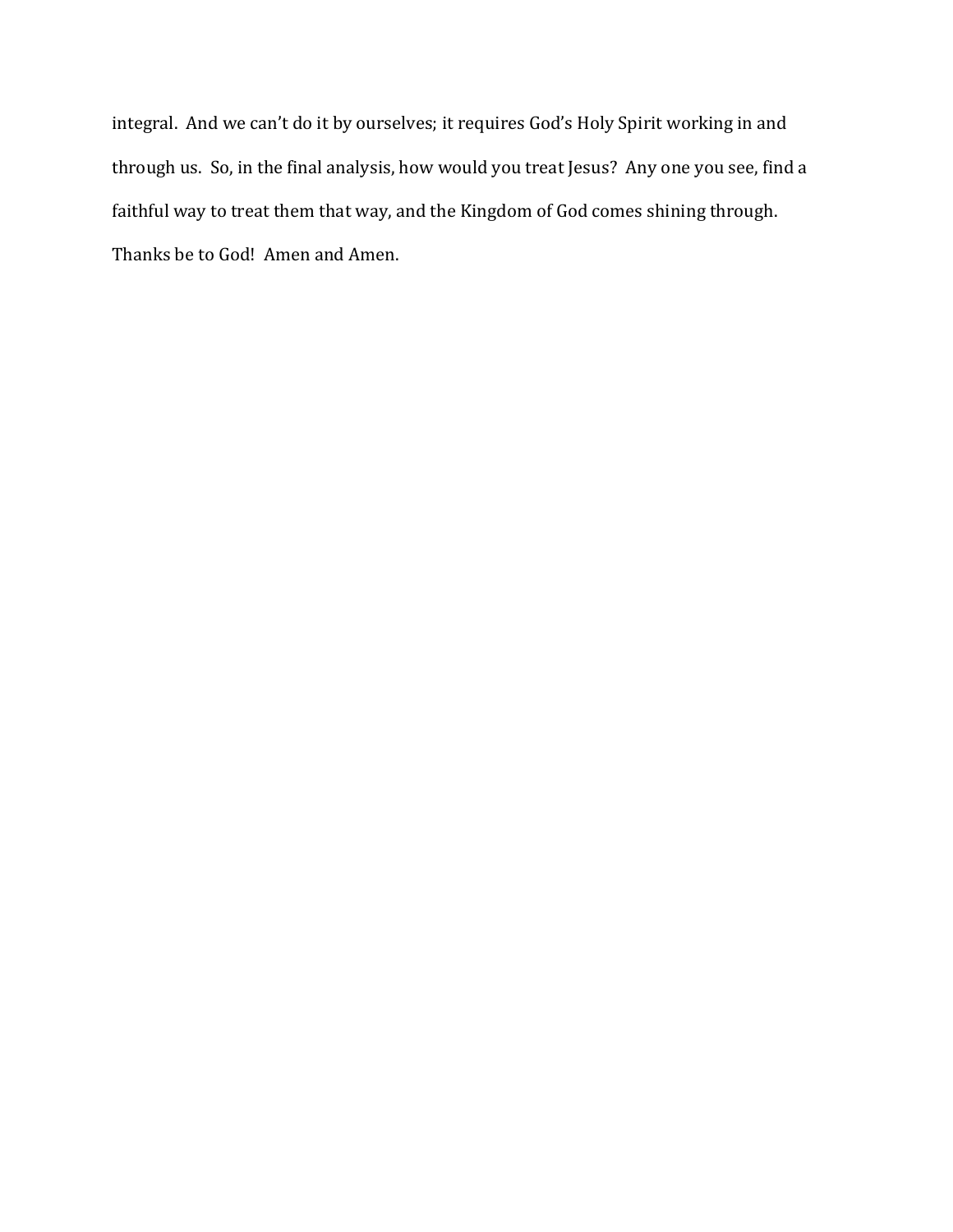integral. And we can't do it by ourselves; it requires God's Holy Spirit working in and through us. So, in the final analysis, how would you treat Jesus? Any one you see, find a faithful way to treat them that way, and the Kingdom of God comes shining through. Thanks be to God! Amen and Amen.